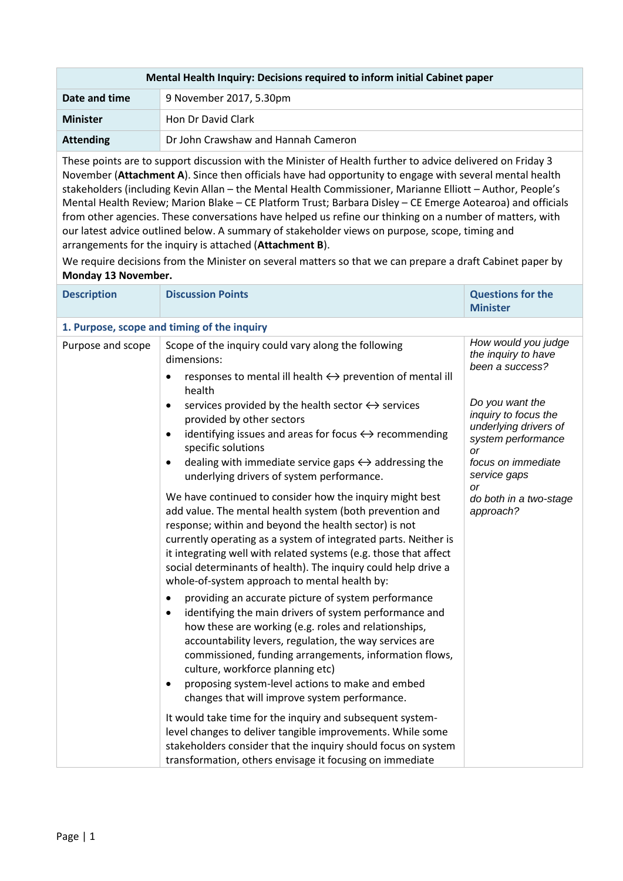| Mental Health Inquiry: Decisions required to inform initial Cabinet paper | |
|---|---|
| **Date and time** | 9 November 2017, 5.30pm |
| **Minister** | Hon Dr David Clark |
| **Attending** | Dr John Crawshaw and Hannah Cameron |

These points are to support discussion with the Minister of Health further to advice delivered on Friday 3 November (**Attachment A**). Since then officials have had opportunity to engage with several mental health stakeholders (including Kevin Allan – the Mental Health Commissioner, Marianne Elliott – Author, People's Mental Health Review; Marion Blake – CE Platform Trust; Barbara Disley – CE Emerge Aotearoa) and officials from other agencies. These conversations have helped us refine our thinking on a number of matters, with our latest advice outlined below. A summary of stakeholder views on purpose, scope, timing and arrangements for the inquiry is attached (**Attachment B**).

We require decisions from the Minister on several matters so that we can prepare a draft Cabinet paper by **Monday 13 November.**

| Description | Discussion Points | Questions for the Minister |
|---|---|---|
| **1. Purpose, scope and timing of the inquiry** | | |
| Purpose and scope | Scope of the inquiry could vary along the following dimensions:<br>• responses to mental ill health ↔ prevention of mental ill health<br>• services provided by the health sector ↔ services provided by other sectors<br>• identifying issues and areas for focus ↔ recommending specific solutions<br>• dealing with immediate service gaps ↔ addressing the underlying drivers of system performance.<br><br>We have continued to consider how the inquiry might best add value. The mental health system (both prevention and response; within and beyond the health sector) is not currently operating as a system of integrated parts. Neither is it integrating well with related systems (e.g. those that affect social determinants of health). The inquiry could help drive a whole-of-system approach to mental health by:<br>• providing an accurate picture of system performance<br>• identifying the main drivers of system performance and how these are working (e.g. roles and relationships, accountability levers, regulation, the way services are commissioned, funding arrangements, information flows, culture, workforce planning etc)<br>• proposing system-level actions to make and embed changes that will improve system performance.<br><br>It would take time for the inquiry and subsequent system-level changes to deliver tangible improvements. While some stakeholders consider that the inquiry should focus on system transformation, others envisage it focusing on immediate | *How would you judge the inquiry to have been a success?*<br><br>*Do you want the inquiry to focus the underlying drivers of system performance*<br>*or*<br>*focus on immediate service gaps*<br>*or*<br>*do both in a two-stage approach?* |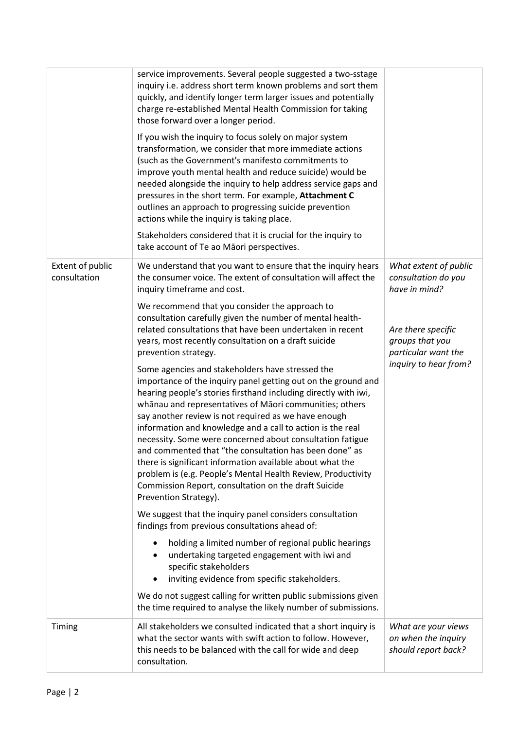| | | |
|---|---|---|
| | service improvements. Several people suggested a two-sstage inquiry i.e. address short term known problems and sort them quickly, and identify longer term larger issues and potentially charge re-established Mental Health Commission for taking those forward over a longer period.<br><br>If you wish the inquiry to focus solely on major system transformation, we consider that more immediate actions (such as the Government's manifesto commitments to improve youth mental health and reduce suicide) would be needed alongside the inquiry to help address service gaps and pressures in the short term. For example, **Attachment C** outlines an approach to progressing suicide prevention actions while the inquiry is taking place.<br><br>Stakeholders considered that it is crucial for the inquiry to take account of Te ao Māori perspectives. | |
| Extent of public consultation | We understand that you want to ensure that the inquiry hears the consumer voice. The extent of consultation will affect the inquiry timeframe and cost.<br><br>We recommend that you consider the approach to consultation carefully given the number of mental health-related consultations that have been undertaken in recent years, most recently consultation on a draft suicide prevention strategy.<br><br>Some agencies and stakeholders have stressed the importance of the inquiry panel getting out on the ground and hearing people's stories firsthand including directly with iwi, whānau and representatives of Māori communities; others say another review is not required as we have enough information and knowledge and a call to action is the real necessity. Some were concerned about consultation fatigue and commented that "the consultation has been done" as there is significant information available about what the problem is (e.g. People's Mental Health Review, Productivity Commission Report, consultation on the draft Suicide Prevention Strategy).<br><br>We suggest that the inquiry panel considers consultation findings from previous consultations ahead of:<br>• holding a limited number of regional public hearings<br>• undertaking targeted engagement with iwi and specific stakeholders<br>• inviting evidence from specific stakeholders.<br><br>We do not suggest calling for written public submissions given the time required to analyse the likely number of submissions. | *What extent of public consultation do you have in mind?*<br><br>*Are there specific groups that you particular want the inquiry to hear from?* |
| Timing | All stakeholders we consulted indicated that a short inquiry is what the sector wants with swift action to follow. However, this needs to be balanced with the call for wide and deep consultation. | *What are your views on when the inquiry should report back?* |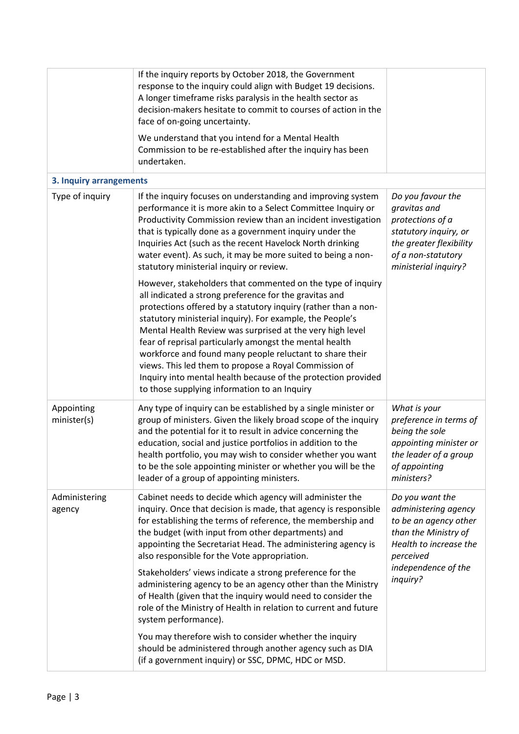| | | |
|---|---|---|
| | If the inquiry reports by October 2018, the Government response to the inquiry could align with Budget 19 decisions. A longer timeframe risks paralysis in the health sector as decision-makers hesitate to commit to courses of action in the face of on-going uncertainty.<br><br>We understand that you intend for a Mental Health Commission to be re-established after the inquiry has been undertaken. | |
| **3. Inquiry arrangements** | | |
| Type of inquiry | If the inquiry focuses on understanding and improving system performance it is more akin to a Select Committee Inquiry or Productivity Commission review than an incident investigation that is typically done as a government inquiry under the Inquiries Act (such as the recent Havelock North drinking water event). As such, it may be more suited to being a non-statutory ministerial inquiry or review.<br><br>However, stakeholders that commented on the type of inquiry all indicated a strong preference for the gravitas and protections offered by a statutory inquiry (rather than a non-statutory ministerial inquiry). For example, the People's Mental Health Review was surprised at the very high level fear of reprisal particularly amongst the mental health workforce and found many people reluctant to share their views. This led them to propose a Royal Commission of Inquiry into mental health because of the protection provided to those supplying information to an Inquiry | *Do you favour the gravitas and protections of a statutory inquiry, or the greater flexibility of a non-statutory ministerial inquiry?* |
| Appointing minister(s) | Any type of inquiry can be established by a single minister or group of ministers. Given the likely broad scope of the inquiry and the potential for it to result in advice concerning the education, social and justice portfolios in addition to the health portfolio, you may wish to consider whether you want to be the sole appointing minister or whether you will be the leader of a group of appointing ministers. | *What is your preference in terms of being the sole appointing minister or the leader of a group of appointing ministers?* |
| Administering agency | Cabinet needs to decide which agency will administer the inquiry. Once that decision is made, that agency is responsible for establishing the terms of reference, the membership and the budget (with input from other departments) and appointing the Secretariat Head. The administering agency is also responsible for the Vote appropriation.<br><br>Stakeholders' views indicate a strong preference for the administering agency to be an agency other than the Ministry of Health (given that the inquiry would need to consider the role of the Ministry of Health in relation to current and future system performance).<br><br>You may therefore wish to consider whether the inquiry should be administered through another agency such as DIA (if a government inquiry) or SSC, DPMC, HDC or MSD. | *Do you want the administering agency to be an agency other than the Ministry of Health to increase the perceived independence of the inquiry?* |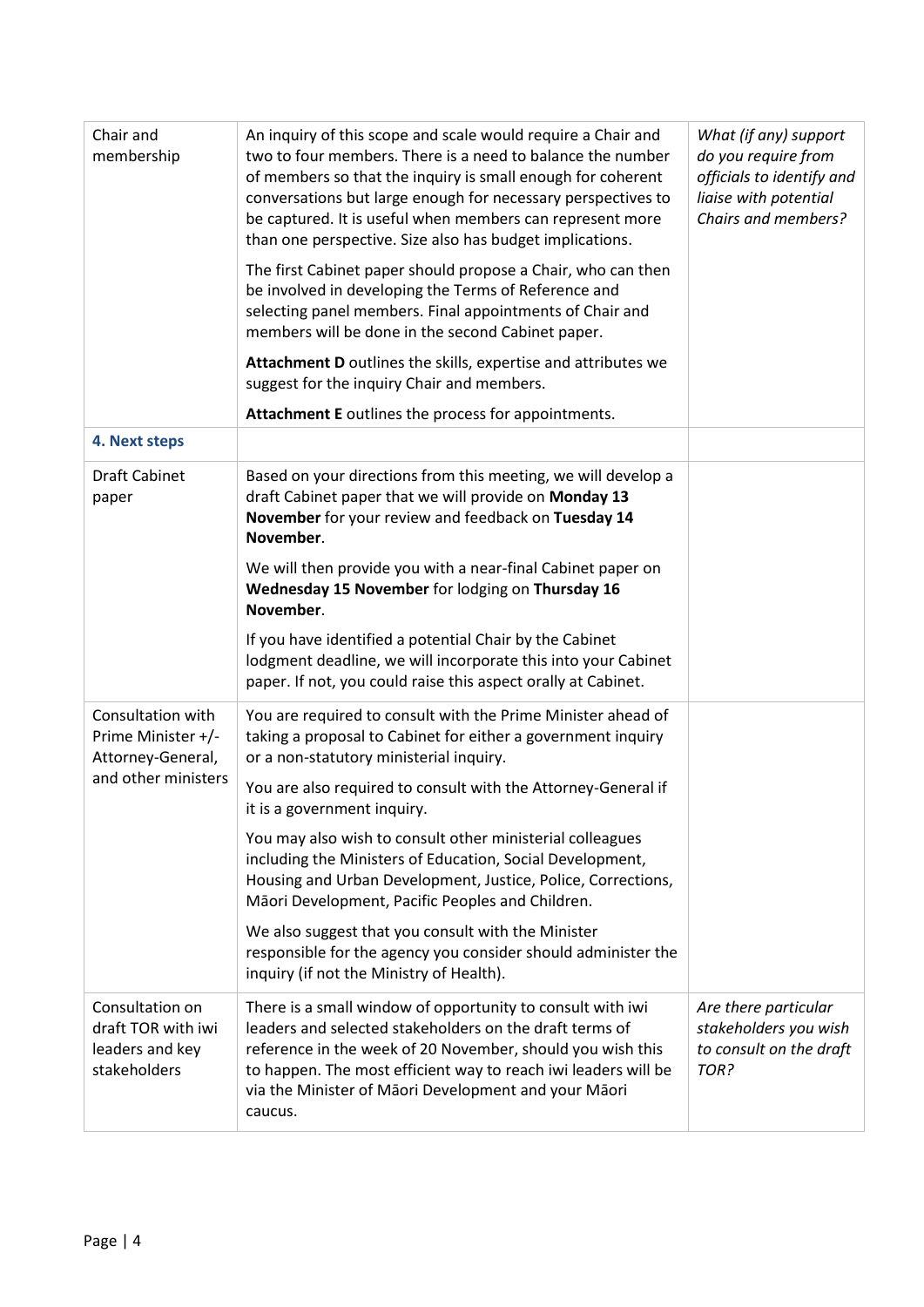| | | |
|---|---|---|
| Chair and membership | An inquiry of this scope and scale would require a Chair and two to four members. There is a need to balance the number of members so that the inquiry is small enough for coherent conversations but large enough for necessary perspectives to be captured. It is useful when members can represent more than one perspective. Size also has budget implications.<br><br>The first Cabinet paper should propose a Chair, who can then be involved in developing the Terms of Reference and selecting panel members. Final appointments of Chair and members will be done in the second Cabinet paper.<br><br>**Attachment D** outlines the skills, expertise and attributes we suggest for the inquiry Chair and members.<br><br>**Attachment E** outlines the process for appointments. | *What (if any) support do you require from officials to identify and liaise with potential Chairs and members?* |
| **4. Next steps** | | |
| Draft Cabinet paper | Based on your directions from this meeting, we will develop a draft Cabinet paper that we will provide on **Monday 13 November** for your review and feedback on **Tuesday 14 November**.<br><br>We will then provide you with a near-final Cabinet paper on **Wednesday 15 November** for lodging on **Thursday 16 November**.<br><br>If you have identified a potential Chair by the Cabinet lodgment deadline, we will incorporate this into your Cabinet paper. If not, you could raise this aspect orally at Cabinet. | |
| Consultation with Prime Minister +/- Attorney-General, and other ministers | You are required to consult with the Prime Minister ahead of taking a proposal to Cabinet for either a government inquiry or a non-statutory ministerial inquiry.<br><br>You are also required to consult with the Attorney-General if it is a government inquiry.<br><br>You may also wish to consult other ministerial colleagues including the Ministers of Education, Social Development, Housing and Urban Development, Justice, Police, Corrections, Māori Development, Pacific Peoples and Children.<br><br>We also suggest that you consult with the Minister responsible for the agency you consider should administer the inquiry (if not the Ministry of Health). | |
| Consultation on draft TOR with iwi leaders and key stakeholders | There is a small window of opportunity to consult with iwi leaders and selected stakeholders on the draft terms of reference in the week of 20 November, should you wish this to happen. The most efficient way to reach iwi leaders will be via the Minister of Māori Development and your Māori caucus. | *Are there particular stakeholders you wish to consult on the draft TOR?* |